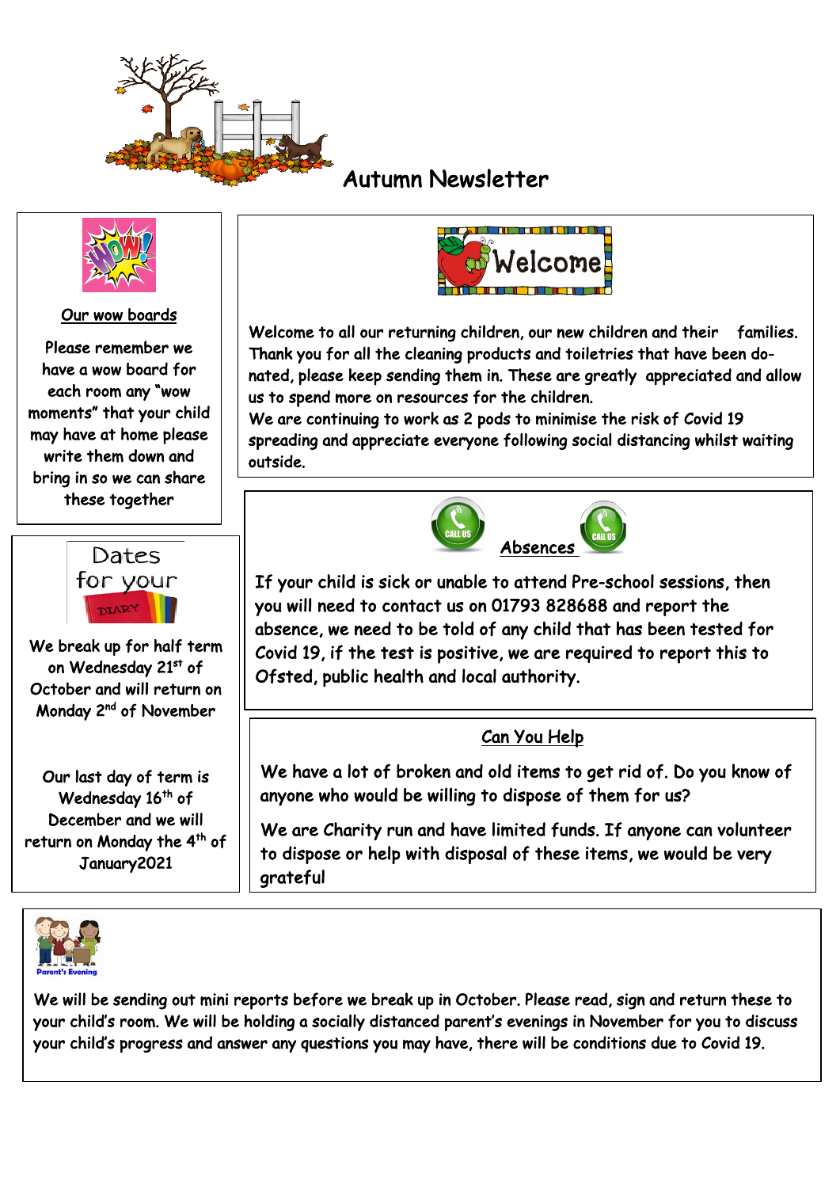# Autumn Newsletter

## Our wow boards

Please remember we have a wow board for each room any "wow moments" that your child may have at home please write them down and bring in so we can share these together

## Welcome

Welcome to all our returning children, our new children and their families. Thank you for all the cleaning products and toiletries that have been donated, please keep sending them in. These are greatly appreciated and allow us to spend more on resources for the children.

We are continuing to work as 2 pods to minimise the risk of Covid 19 spreading and appreciate everyone following social distancing whilst waiting outside.

## Dates for your Diary

We break up for half term on Wednesday 21st of October and will return on Monday 2nd of November

Our last day of term is Wednesday 16th of December and we will return on Monday the 4th of January2021

## Absences

If your child is sick or unable to attend Pre-school sessions, then you will need to contact us on 01793 828688 and report the absence, we need to be told of any child that has been tested for Covid 19, if the test is positive, we are required to report this to Ofsted, public health and local authority.

## Can You Help

We have a lot of broken and old items to get rid of. Do you know of anyone who would be willing to dispose of them for us?

We are Charity run and have limited funds. If anyone can volunteer to dispose or help with disposal of these items, we would be very grateful

## Parent's Evening

We will be sending out mini reports before we break up in October. Please read, sign and return these to your child's room. We will be holding a socially distanced parent's evenings in November for you to discuss your child's progress and answer any questions you may have, there will be conditions due to Covid 19.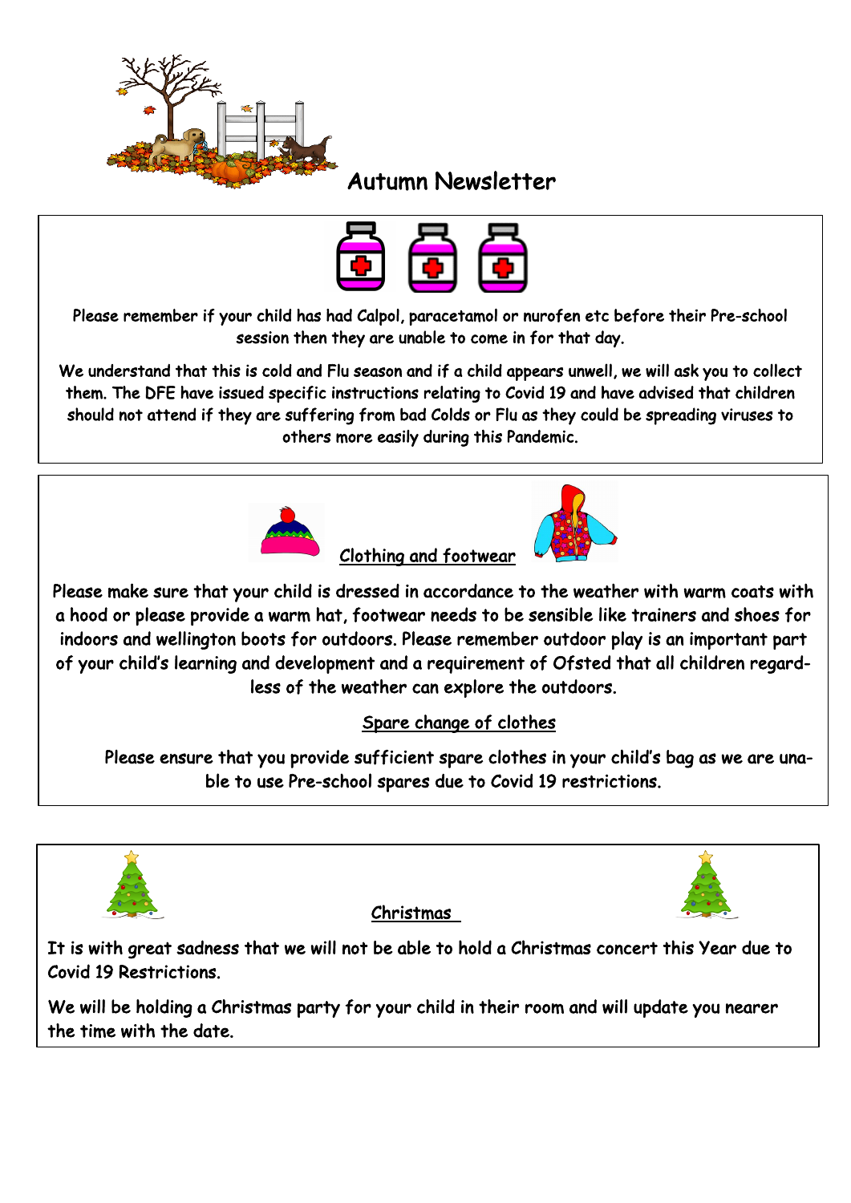# Autumn Newsletter

Please remember if your child has had Calpol, paracetamol or nurofen etc before their Pre-school session then they are unable to come in for that day.

We understand that this is cold and Flu season and if a child appears unwell, we will ask you to collect them. The DFE have issued specific instructions relating to Covid 19 and have advised that children should not attend if they are suffering from bad Colds or Flu as they could be spreading viruses to others more easily during this Pandemic.

## Clothing and footwear

Please make sure that your child is dressed in accordance to the weather with warm coats with a hood or please provide a warm hat, footwear needs to be sensible like trainers and shoes for indoors and wellington boots for outdoors. Please remember outdoor play is an important part of your child's learning and development and a requirement of Ofsted that all children regardless of the weather can explore the outdoors.

## Spare change of clothes

Please ensure that you provide sufficient spare clothes in your child's bag as we are unable to use Pre-school spares due to Covid 19 restrictions.

## Christmas

It is with great sadness that we will not be able to hold a Christmas concert this Year due to Covid 19 Restrictions.

We will be holding a Christmas party for your child in their room and will update you nearer the time with the date.